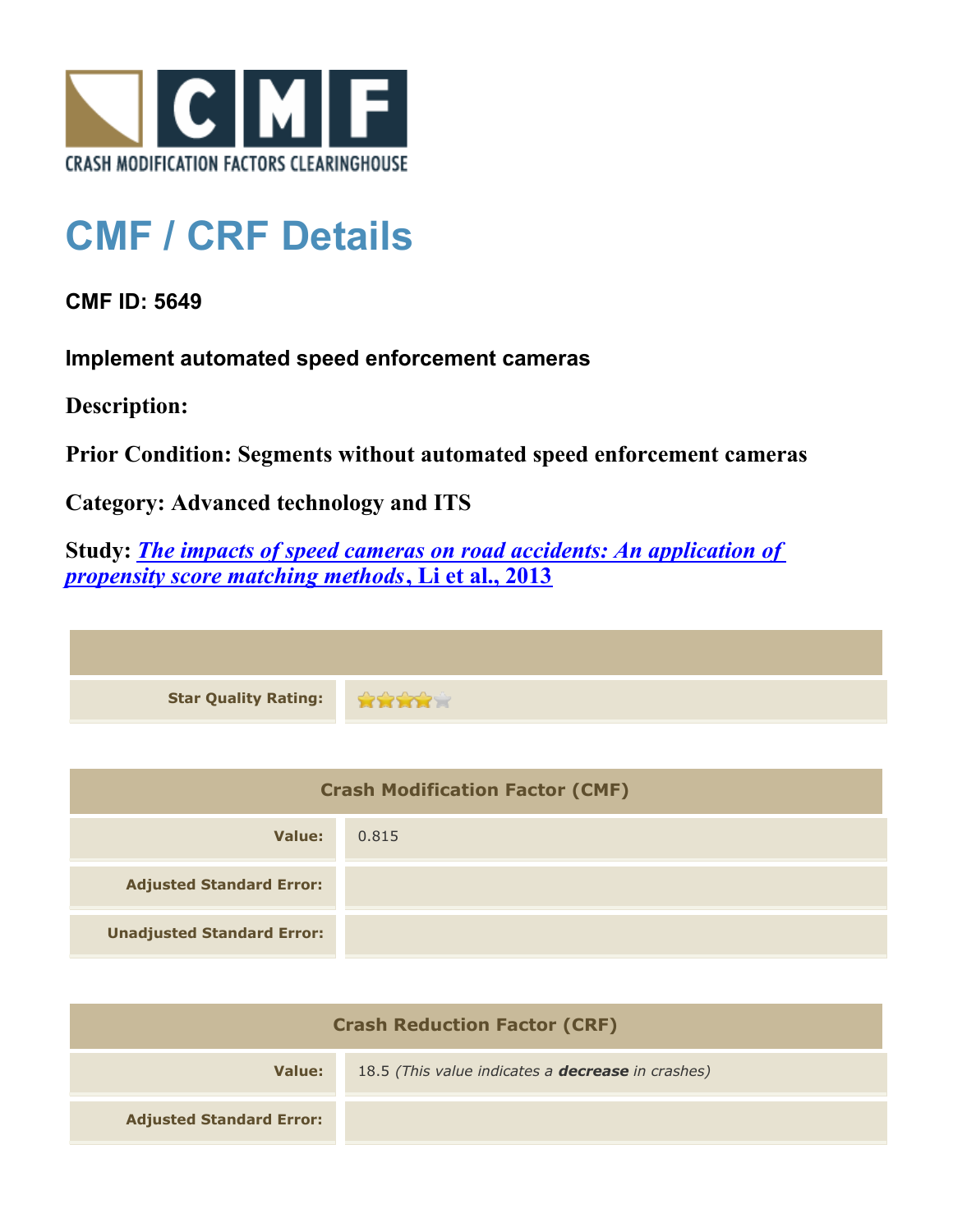CRASH MODIFICATION FACTORS CLEARINGHOUSE

# CMF / CRF Details

**CMF ID: 5649**

**Implement automated speed enforcement cameras**

**Description:**

**Prior Condition: Segments without automated speed enforcement cameras**

**Category: Advanced technology and ITS**

**Study: *The impacts of speed cameras on road accidents: An application of propensity score matching methods*, Li et al., 2013**

| | |
|---|---|
| **Star Quality Rating:** | 4 of 5 stars |

| Crash Modification Factor (CMF) | |
|---|---|
| **Value:** | 0.815 |
| **Adjusted Standard Error:** | |
| **Unadjusted Standard Error:** | |

| Crash Reduction Factor (CRF) | |
|---|---|
| **Value:** | 18.5 *(This value indicates a **decrease** in crashes)* |
| **Adjusted Standard Error:** | |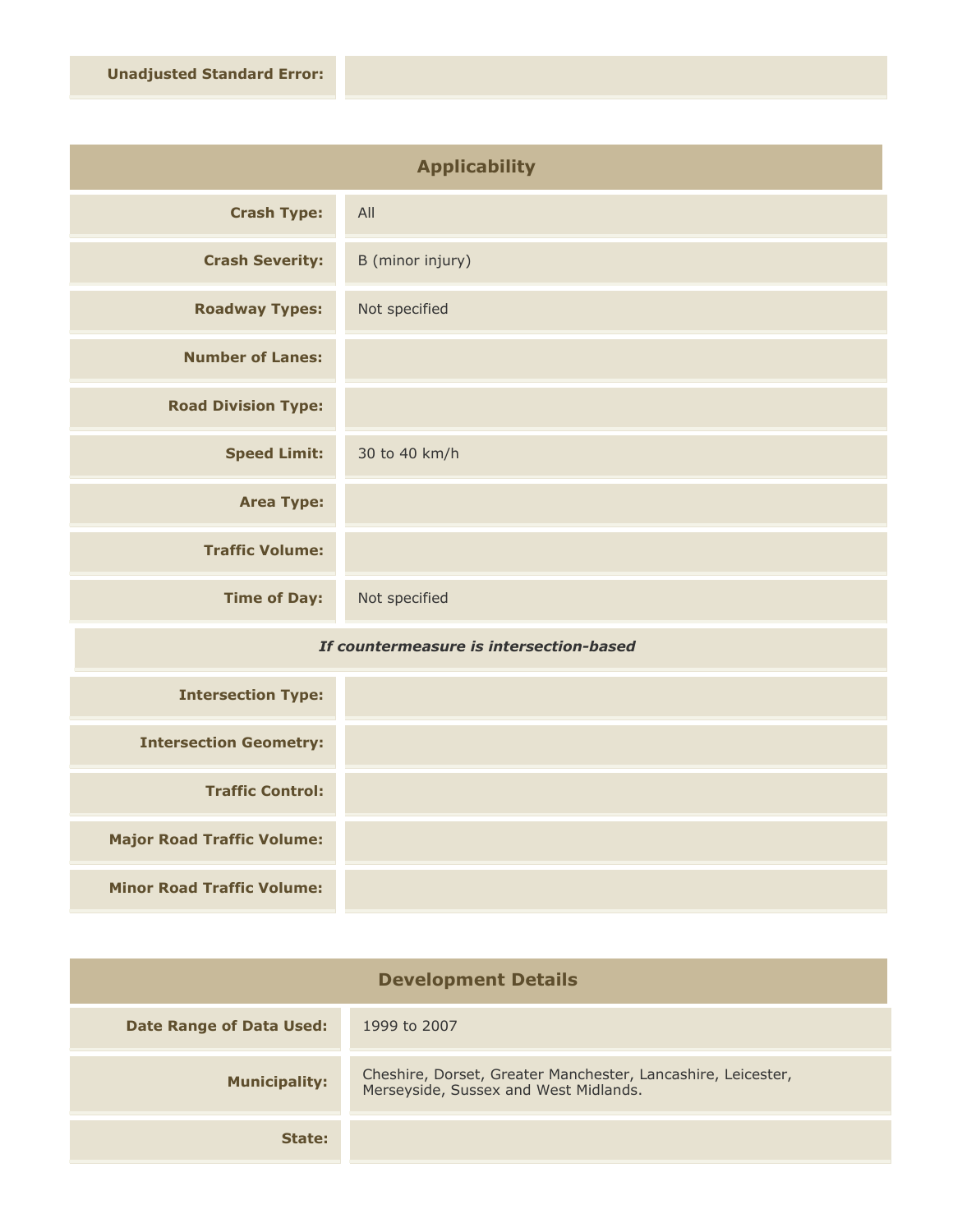| | |
|---|---|
| **Unadjusted Standard Error:** | |

## Applicability

| | |
|---|---|
| **Crash Type:** | All |
| **Crash Severity:** | B (minor injury) |
| **Roadway Types:** | Not specified |
| **Number of Lanes:** | |
| **Road Division Type:** | |
| **Speed Limit:** | 30 to 40 km/h |
| **Area Type:** | |
| **Traffic Volume:** | |
| **Time of Day:** | Not specified |

***If countermeasure is intersection-based***

| | |
|---|---|
| **Intersection Type:** | |
| **Intersection Geometry:** | |
| **Traffic Control:** | |
| **Major Road Traffic Volume:** | |
| **Minor Road Traffic Volume:** | |

## Development Details

| | |
|---|---|
| **Date Range of Data Used:** | 1999 to 2007 |
| **Municipality:** | Cheshire, Dorset, Greater Manchester, Lancashire, Leicester, Merseyside, Sussex and West Midlands. |
| **State:** | |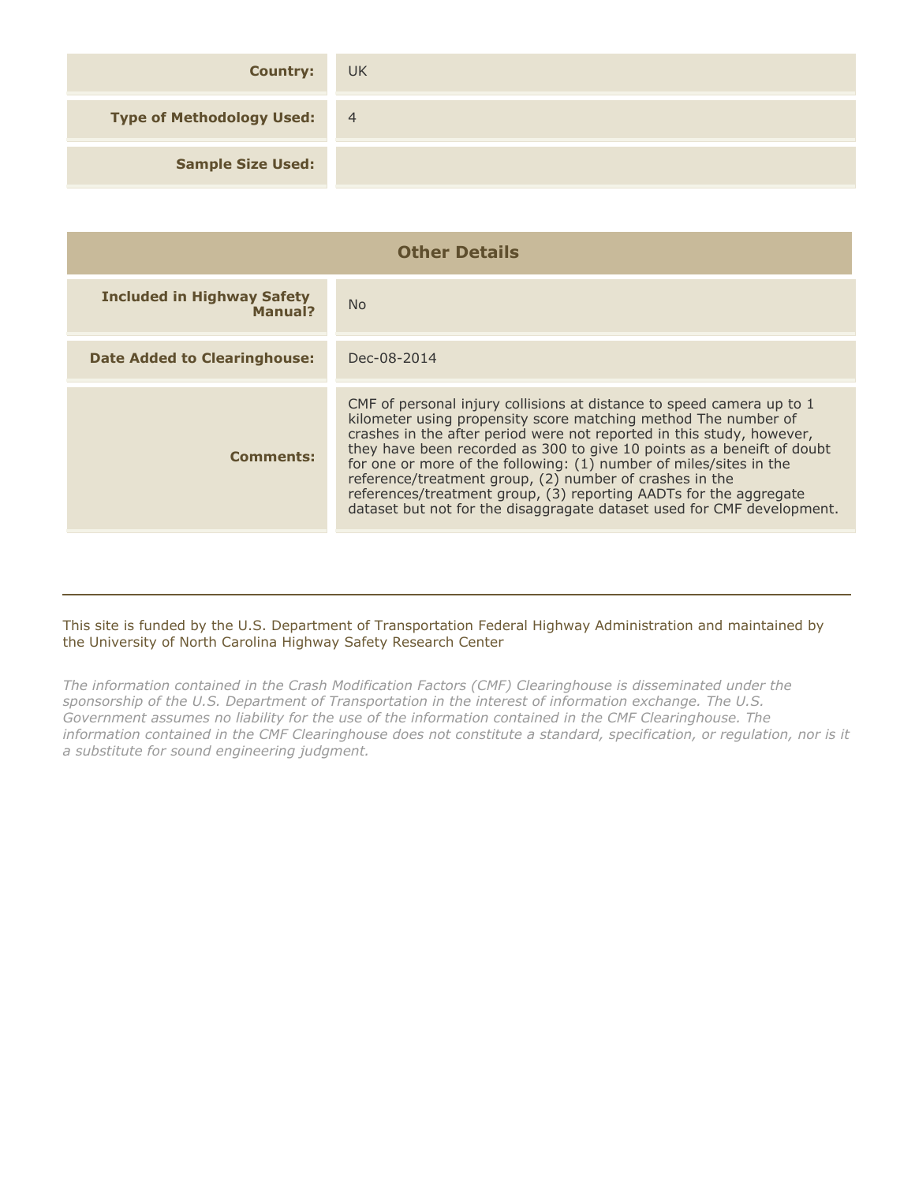| | |
|---|---|
| **Country:** | UK |
| **Type of Methodology Used:** | 4 |
| **Sample Size Used:** | |

## Other Details

| | |
|---|---|
| **Included in Highway Safety Manual?** | No |
| **Date Added to Clearinghouse:** | Dec-08-2014 |
| **Comments:** | CMF of personal injury collisions at distance to speed camera up to 1 kilometer using propensity score matching method The number of crashes in the after period were not reported in this study, however, they have been recorded as 300 to give 10 points as a beneift of doubt for one or more of the following: (1) number of miles/sites in the reference/treatment group, (2) number of crashes in the references/treatment group, (3) reporting AADTs for the aggregate dataset but not for the disaggragate dataset used for CMF development. |

---

This site is funded by the U.S. Department of Transportation Federal Highway Administration and maintained by the University of North Carolina Highway Safety Research Center

*The information contained in the Crash Modification Factors (CMF) Clearinghouse is disseminated under the sponsorship of the U.S. Department of Transportation in the interest of information exchange. The U.S. Government assumes no liability for the use of the information contained in the CMF Clearinghouse. The information contained in the CMF Clearinghouse does not constitute a standard, specification, or regulation, nor is it a substitute for sound engineering judgment.*